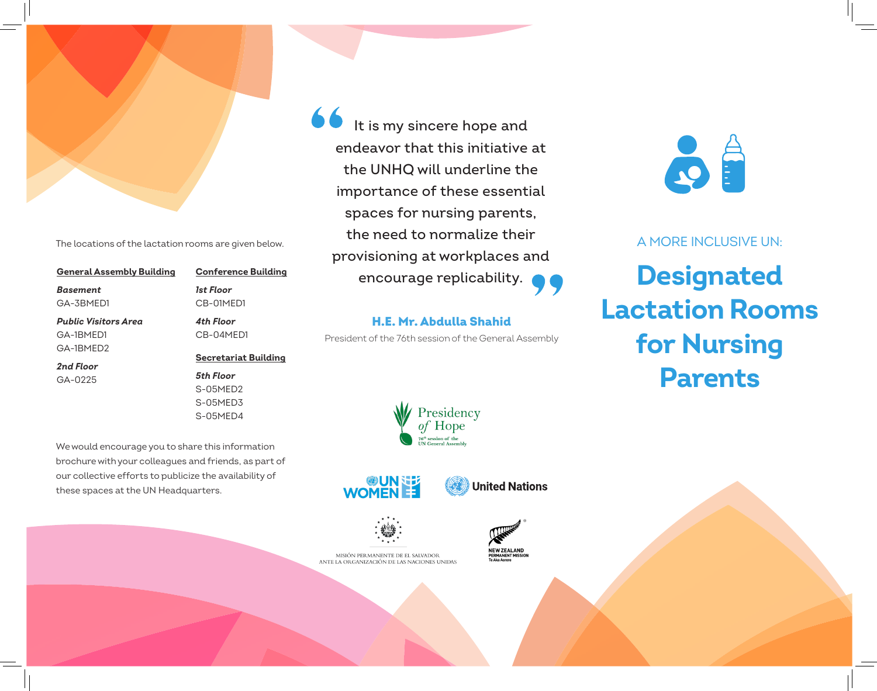The locations of the lactation rooms are given below.

**General Assembly Building**

***Basement***
GA-3BMED1

***Public Visitors Area***
GA-1BMED1
GA-1BMED2

***2nd Floor***
GA-0225

**Conference Building**

***1st Floor***
CB-01MED1

***4th Floor***
CB-04MED1

**Secretariat Building**

***5th Floor***
S-05MED2
S-05MED3
S-05MED4

We would encourage you to share this information brochure with your colleagues and friends, as part of our collective efforts to publicize the availability of these spaces at the UN Headquarters.

> "It is my sincere hope and endeavor that this initiative at the UNHQ will underline the importance of these essential spaces for nursing parents, the need to normalize their provisioning at workplaces and encourage replicability."

**H.E. Mr. Abdulla Shahid**
President of the 76th session of the General Assembly

Presidency of Hope
76th session of the UN General Assembly

UN WOMEN

United Nations

MISIÓN PERMANENTE DE EL SALVADOR ANTE LA ORGANIZACIÓN DE LAS NACIONES UNIDAS

NEW ZEALAND PERMANENT MISSION
Te Aka Aorere

A MORE INCLUSIVE UN:

# Designated Lactation Rooms for Nursing Parents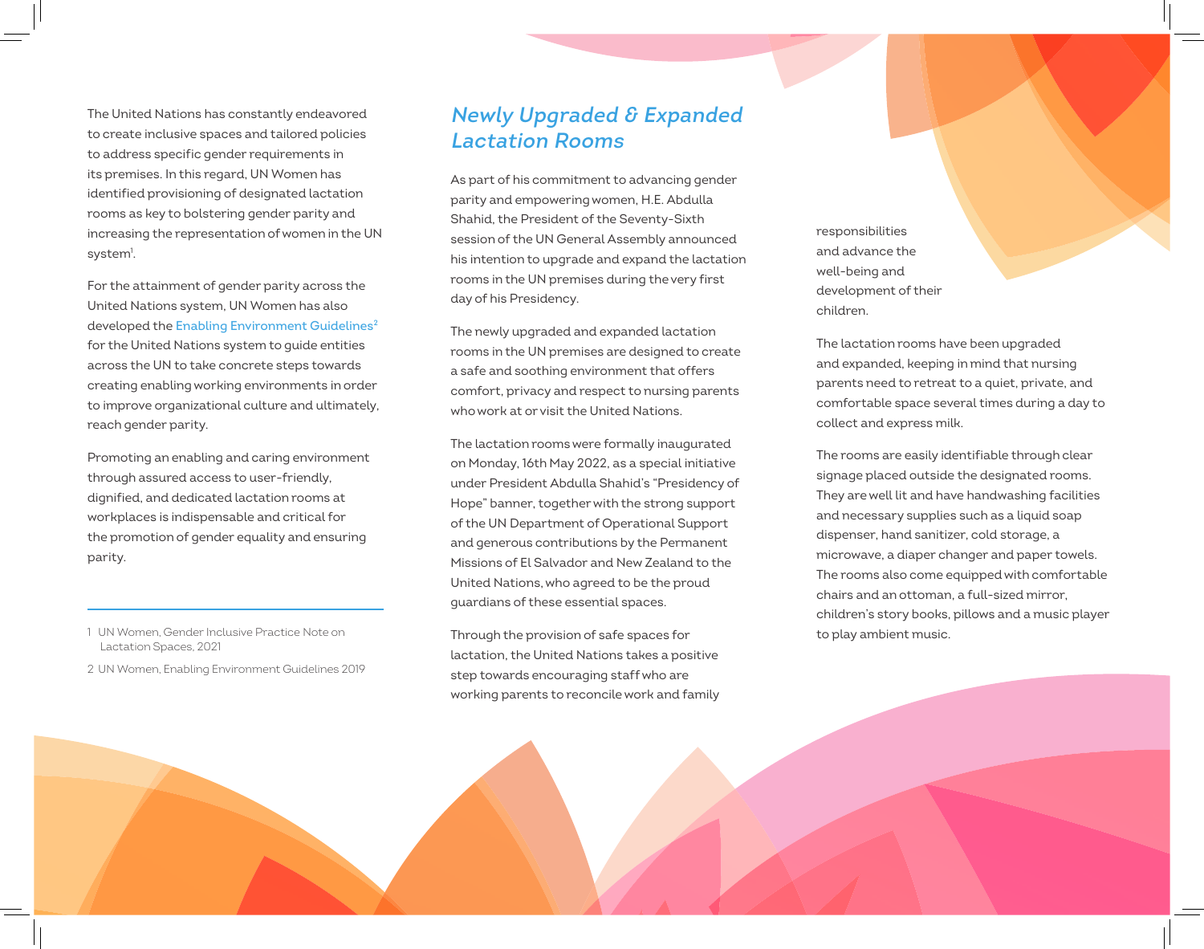The United Nations has constantly endeavored to create inclusive spaces and tailored policies to address specific gender requirements in its premises. In this regard, UN Women has identified provisioning of designated lactation rooms as key to bolstering gender parity and increasing the representation of women in the UN system[1].

For the attainment of gender parity across the United Nations system, UN Women has also developed the Enabling Environment Guidelines[2] for the United Nations system to guide entities across the UN to take concrete steps towards creating enabling working environments in order to improve organizational culture and ultimately, reach gender parity.

Promoting an enabling and caring environment through assured access to user-friendly, dignified, and dedicated lactation rooms at workplaces is indispensable and critical for the promotion of gender equality and ensuring parity.

1 UN Women, Gender Inclusive Practice Note on Lactation Spaces, 2021

2 UN Women, Enabling Environment Guidelines 2019

## *Newly Upgraded & Expanded Lactation Rooms*

As part of his commitment to advancing gender parity and empowering women, H.E. Abdulla Shahid, the President of the Seventy-Sixth session of the UN General Assembly announced his intention to upgrade and expand the lactation rooms in the UN premises during the very first day of his Presidency.

The newly upgraded and expanded lactation rooms in the UN premises are designed to create a safe and soothing environment that offers comfort, privacy and respect to nursing parents who work at or visit the United Nations.

The lactation rooms were formally inaugurated on Monday, 16th May 2022, as a special initiative under President Abdulla Shahid's "Presidency of Hope" banner, together with the strong support of the UN Department of Operational Support and generous contributions by the Permanent Missions of El Salvador and New Zealand to the United Nations, who agreed to be the proud guardians of these essential spaces.

Through the provision of safe spaces for lactation, the United Nations takes a positive step towards encouraging staff who are working parents to reconcile work and family responsibilities and advance the well-being and development of their children.

The lactation rooms have been upgraded and expanded, keeping in mind that nursing parents need to retreat to a quiet, private, and comfortable space several times during a day to collect and express milk.

The rooms are easily identifiable through clear signage placed outside the designated rooms. They are well lit and have handwashing facilities and necessary supplies such as a liquid soap dispenser, hand sanitizer, cold storage, a microwave, a diaper changer and paper towels. The rooms also come equipped with comfortable chairs and an ottoman, a full-sized mirror, children's story books, pillows and a music player to play ambient music.